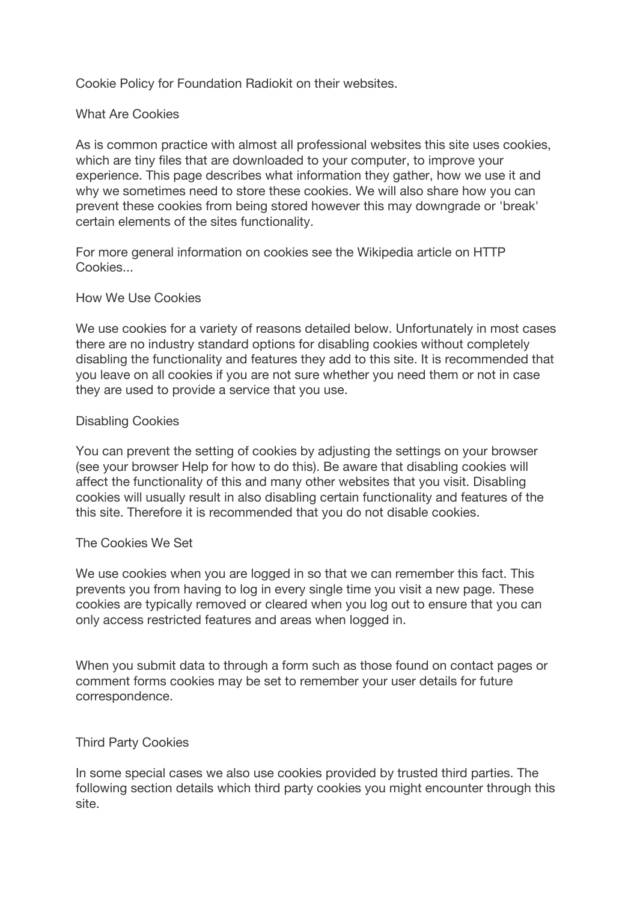Cookie Policy for Foundation Radiokit on their websites.

## What Are Cookies

As is common practice with almost all professional websites this site uses cookies, which are tiny files that are downloaded to your computer, to improve your experience. This page describes what information they gather, how we use it and why we sometimes need to store these cookies. We will also share how you can prevent these cookies from being stored however this may downgrade or 'break' certain elements of the sites functionality.

For more general information on cookies see the Wikipedia article on HTTP Cookies...

## How We Use Cookies

We use cookies for a variety of reasons detailed below. Unfortunately in most cases there are no industry standard options for disabling cookies without completely disabling the functionality and features they add to this site. It is recommended that you leave on all cookies if you are not sure whether you need them or not in case they are used to provide a service that you use.

## Disabling Cookies

You can prevent the setting of cookies by adjusting the settings on your browser (see your browser Help for how to do this). Be aware that disabling cookies will affect the functionality of this and many other websites that you visit. Disabling cookies will usually result in also disabling certain functionality and features of the this site. Therefore it is recommended that you do not disable cookies.

## The Cookies We Set

We use cookies when you are logged in so that we can remember this fact. This prevents you from having to log in every single time you visit a new page. These cookies are typically removed or cleared when you log out to ensure that you can only access restricted features and areas when logged in.

When you submit data to through a form such as those found on contact pages or comment forms cookies may be set to remember your user details for future correspondence.

## Third Party Cookies

In some special cases we also use cookies provided by trusted third parties. The following section details which third party cookies you might encounter through this site.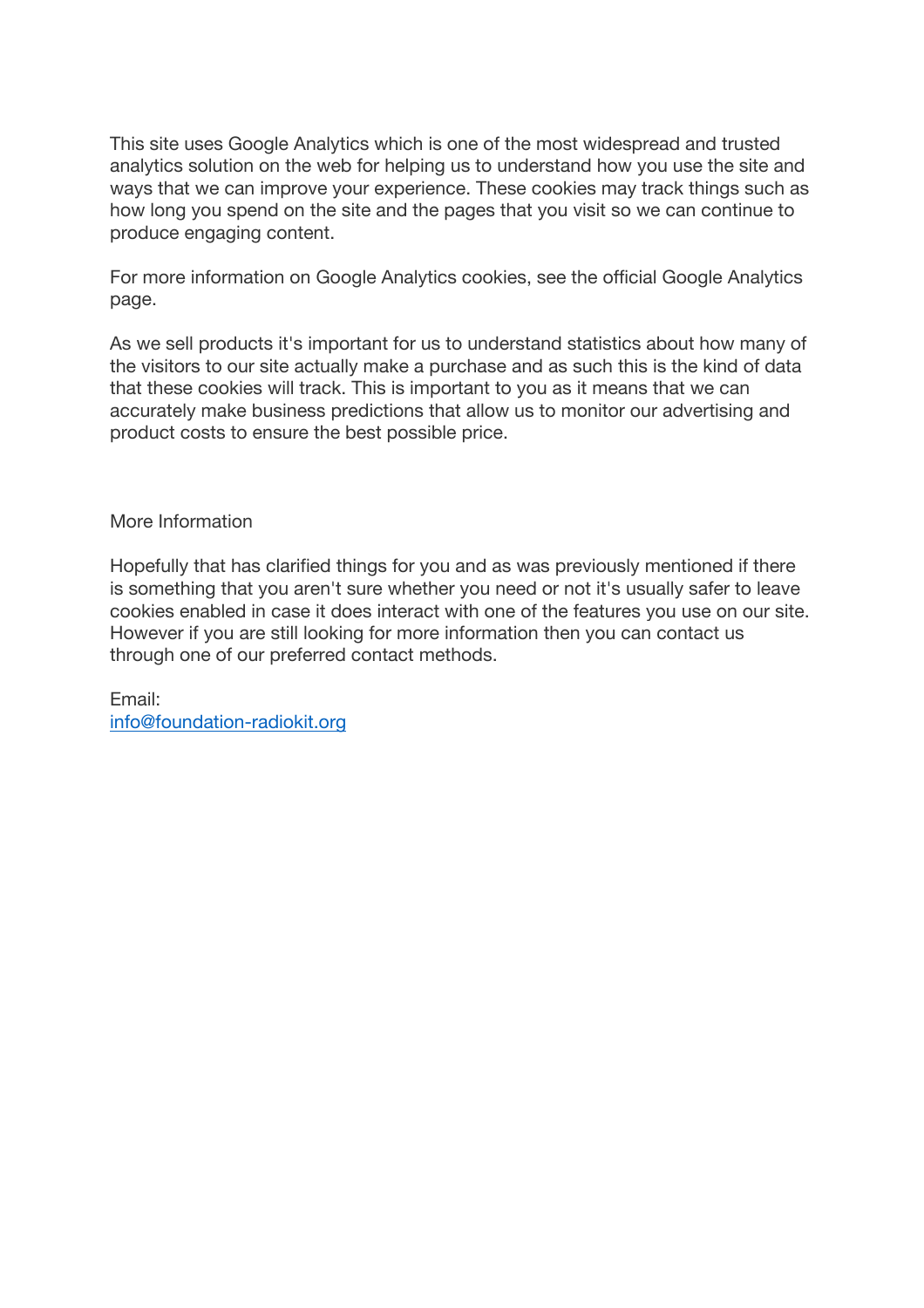This site uses Google Analytics which is one of the most widespread and trusted analytics solution on the web for helping us to understand how you use the site and ways that we can improve your experience. These cookies may track things such as how long you spend on the site and the pages that you visit so we can continue to produce engaging content.

For more information on Google Analytics cookies, see the official Google Analytics page.

As we sell products it's important for us to understand statistics about how many of the visitors to our site actually make a purchase and as such this is the kind of data that these cookies will track. This is important to you as it means that we can accurately make business predictions that allow us to monitor our advertising and product costs to ensure the best possible price.

More Information

Hopefully that has clarified things for you and as was previously mentioned if there is something that you aren't sure whether you need or not it's usually safer to leave cookies enabled in case it does interact with one of the features you use on our site. However if you are still looking for more information then you can contact us through one of our preferred contact methods.

Email:
info@foundation-radiokit.org